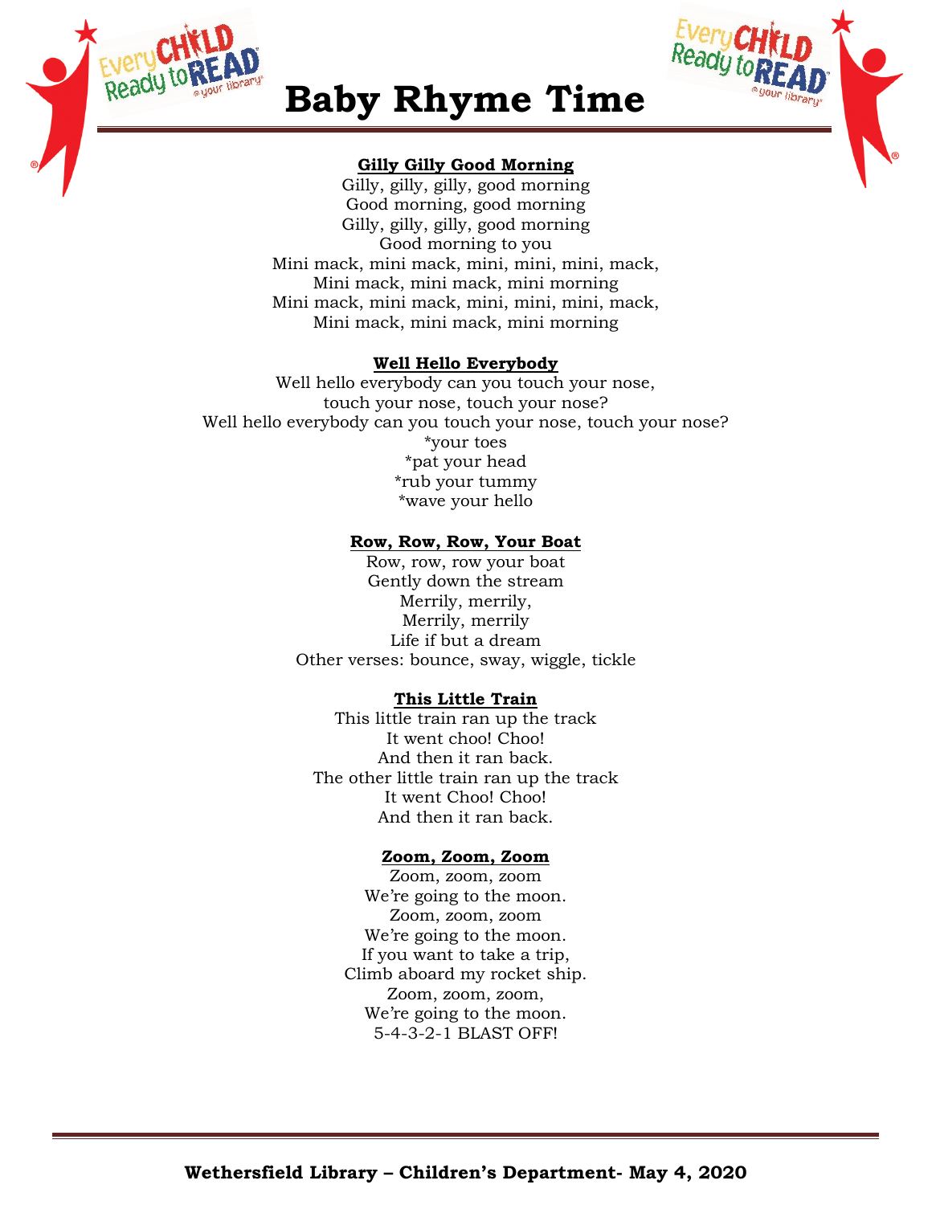# Baby Rhyme Time

**Gilly Gilly Good Morning**

Gilly, gilly, gilly, good morning
Good morning, good morning
Gilly, gilly, gilly, good morning
Good morning to you
Mini mack, mini mack, mini, mini, mini, mack,
Mini mack, mini mack, mini morning
Mini mack, mini mack, mini, mini, mini, mack,
Mini mack, mini mack, mini morning

**Well Hello Everybody**

Well hello everybody can you touch your nose,
touch your nose, touch your nose?
Well hello everybody can you touch your nose, touch your nose?
*your toes
*pat your head
*rub your tummy
*wave your hello

**Row, Row, Row, Your Boat**

Row, row, row your boat
Gently down the stream
Merrily, merrily,
Merrily, merrily
Life if but a dream
Other verses: bounce, sway, wiggle, tickle

**This Little Train**

This little train ran up the track
It went choo! Choo!
And then it ran back.
The other little train ran up the track
It went Choo! Choo!
And then it ran back.

**Zoom, Zoom, Zoom**

Zoom, zoom, zoom
We're going to the moon.
Zoom, zoom, zoom
We're going to the moon.
If you want to take a trip,
Climb aboard my rocket ship.
Zoom, zoom, zoom,
We're going to the moon.
5-4-3-2-1 BLAST OFF!

**Wethersfield Library – Children's Department- May 4, 2020**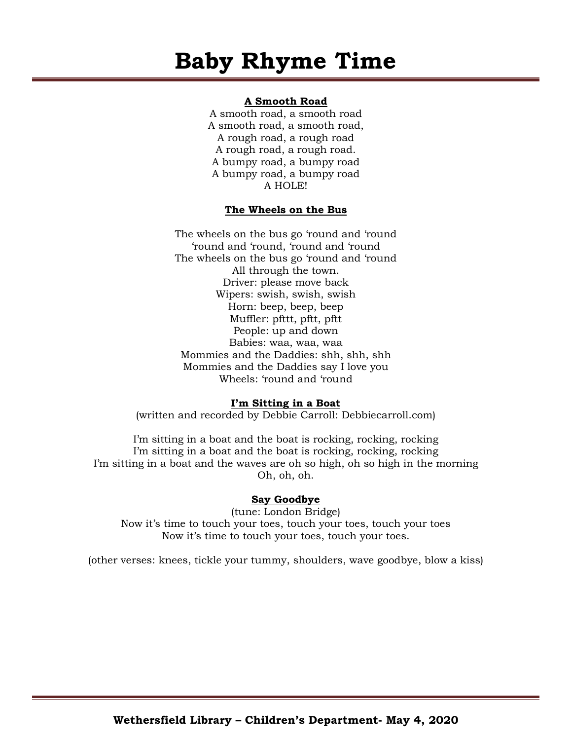# Baby Rhyme Time

**A Smooth Road**

A smooth road, a smooth road
A smooth road, a smooth road,
A rough road, a rough road
A rough road, a rough road.
A bumpy road, a bumpy road
A bumpy road, a bumpy road
A HOLE!

**The Wheels on the Bus**

The wheels on the bus go 'round and 'round
'round and 'round, 'round and 'round
The wheels on the bus go 'round and 'round
All through the town.
Driver: please move back
Wipers: swish, swish, swish
Horn: beep, beep, beep
Muffler: pfttt, pftt, pftt
People: up and down
Babies: waa, waa, waa
Mommies and the Daddies: shh, shh, shh
Mommies and the Daddies say I love you
Wheels: 'round and 'round

**I'm Sitting in a Boat**

(written and recorded by Debbie Carroll: Debbiecarroll.com)

I'm sitting in a boat and the boat is rocking, rocking, rocking
I'm sitting in a boat and the boat is rocking, rocking, rocking
I'm sitting in a boat and the waves are oh so high, oh so high in the morning
Oh, oh, oh.

**Say Goodbye**

(tune: London Bridge)
Now it's time to touch your toes, touch your toes, touch your toes
Now it's time to touch your toes, touch your toes.

(other verses: knees, tickle your tummy, shoulders, wave goodbye, blow a kiss)

**Wethersfield Library – Children's Department- May 4, 2020**